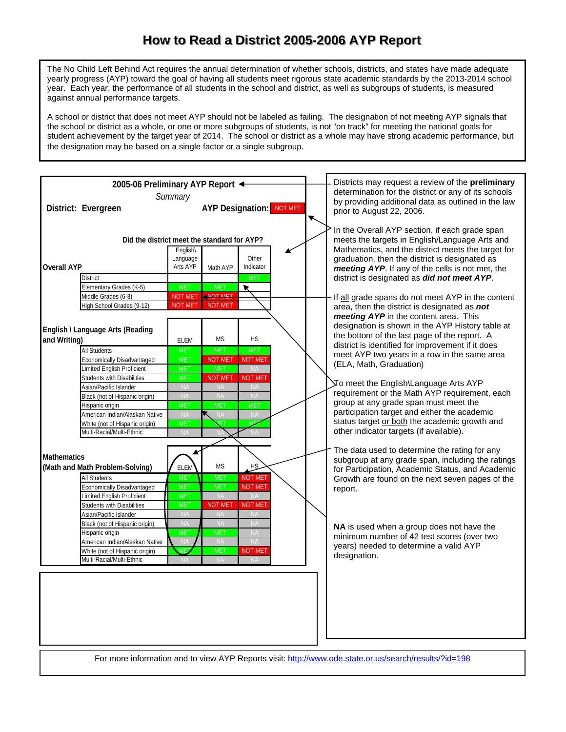# How to Read a District 2005-2006 AYP Report

The No Child Left Behind Act requires the annual determination of whether schools, districts, and states have made adequate yearly progress (AYP) toward the goal of having all students meet rigorous state academic standards by the 2013-2014 school year. Each year, the performance of all students in the school and district, as well as subgroups of students, is measured against annual performance targets.

A school or district that does not meet AYP should not be labeled as failing. The designation of not meeting AYP signals that the school or district as a whole, or one or more subgroups of students, is not "on track" for meeting the national goals for student achievement by the target year of 2014. The school or district as a whole may have strong academic performance, but the designation may be based on a single factor or a single subgroup.

## 2005-06 Preliminary AYP Report

*Summary*

**District: Evergreen** **AYP Designation:** NOT MET

**Did the district meet the standard for AYP?**

| Overall AYP | English\ Language Arts AYP | Math AYP | Other Indicator |
|---|---|---|---|
| District | | | MET |
| Elementary Grades (K-5) | MET | MET | |
| Middle Grades (6-8) | NOT MET | NOT MET | |
| High School Grades (9-12) | NOT MET | NOT MET | |

| English \ Language Arts (Reading and Writing) | ELEM | MS | HS |
|---|---|---|---|
| All Students | MET | MET | MET |
| Economically Disadvantaged | MET | NOT MET | NOT MET |
| Limited English Proficient | MET | MET | NA |
| Students with Disabilities | MET | NOT MET | NOT MET |
| Asian/Pacific Islander | NA | NA | NA |
| Black (not of Hispanic origin) | NA | NA | NA |
| Hispanic origin | MET | MET | MET |
| American Indian/Alaskan Native | NA | NA | NA |
| White (not of Hispanic origin) | MET | MET | MET |
| Multi-Racial/Multi-Ethnic | NA | NA | NA |

| Mathematics (Math and Math Problem-Solving) | ELEM | MS | HS |
|---|---|---|---|
| All Students | MET | MET | NOT MET |
| Economically Disadvantaged | MET | MET | NOT MET |
| Limited English Proficient | MET | NA | NA |
| Students with Disabilities | MET | NOT MET | NOT MET |
| Asian/Pacific Islander | NA | NA | NA |
| Black (not of Hispanic origin) | NA | NA | NA |
| Hispanic origin | MET | MET | NA |
| American Indian/Alaskan Native | NA | NA | NA |
| White (not of Hispanic origin) | MET | MET | NOT MET |
| Multi-Racial/Multi-Ethnic | NA | NA | NA |

Districts may request a review of the **preliminary** determination for the district or any of its schools by providing additional data as outlined in the law prior to August 22, 2006.

In the Overall AYP section, if each grade span meets the targets in English/Language Arts and Mathematics, and the district meets the target for graduation, then the district is designated as ***meeting AYP***. If any of the cells is not met, the district is designated as ***did not meet AYP***.

If all grade spans do not meet AYP in the content area, then the district is designated as ***not meeting AYP*** in the content area. This designation is shown in the AYP History table at the bottom of the last page of the report. A district is identified for improvement if it does meet AYP two years in a row in the same area (ELA, Math, Graduation)

To meet the English\Language Arts AYP requirement or the Math AYP requirement, each group at any grade span must meet the participation target and either the academic status target or both the academic growth and other indicator targets (if available).

The data used to determine the rating for any subgroup at any grade span, including the ratings for Participation, Academic Status, and Academic Growth are found on the next seven pages of the report.

**NA** is used when a group does not have the minimum number of 42 test scores (over two years) needed to determine a valid AYP designation.

For more information and to view AYP Reports visit: http://www.ode.state.or.us/search/results/?id=198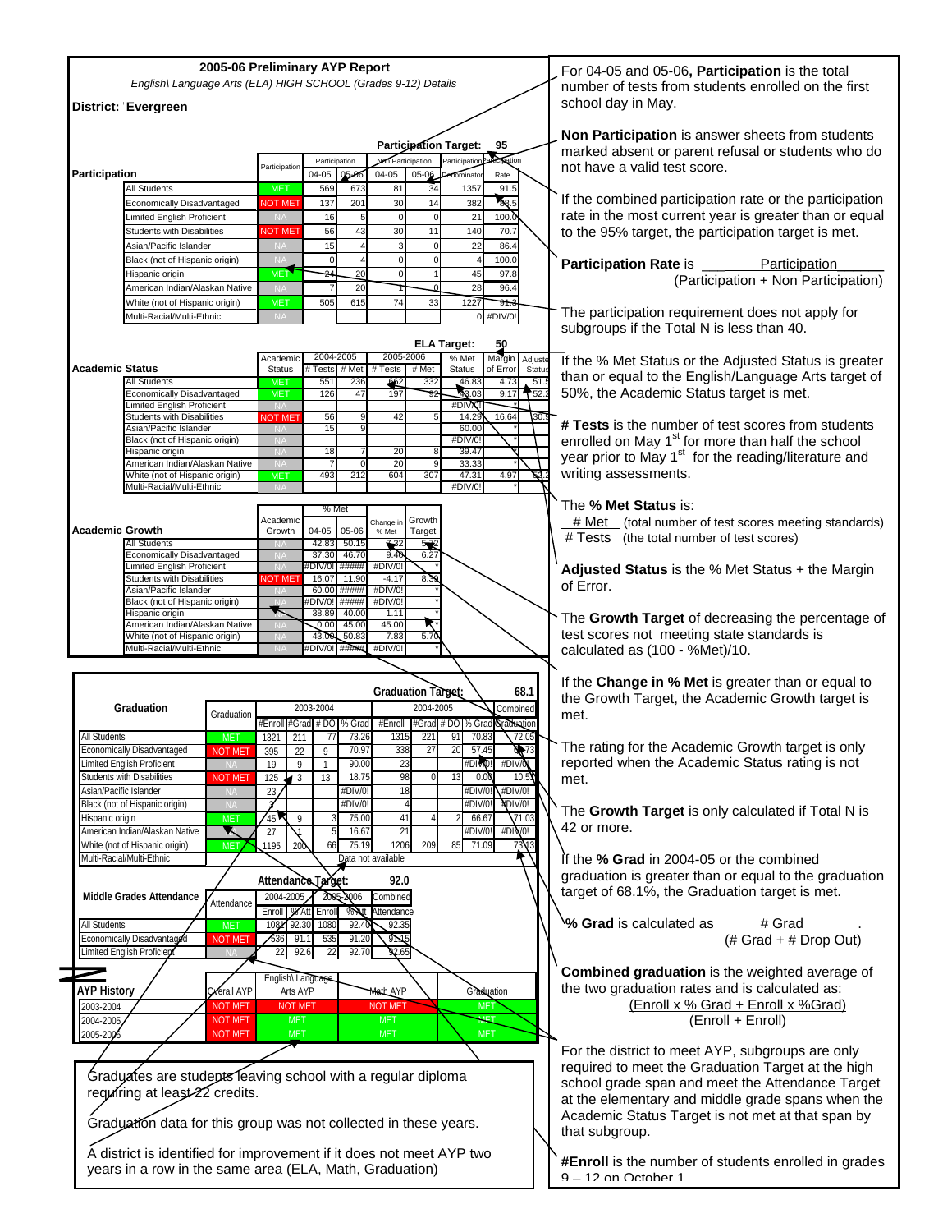## 2005-06 Preliminary AYP Report

*English\ Language Arts (ELA) HIGH SCHOOL (Grades 9-12) Details*

**District:** Evergreen

**Participation Target: 95**

| Participation | Participation | Participation 04-05 | Participation 05-06 | Non Participation 04-05 | Non Participation 05-06 | Participation Denominator | Participation Rate |
|---|---|---|---|---|---|---|---|
| All Students | MET | 569 | 673 | 81 | 34 | 1357 | 91.5 |
| Economically Disadvantaged | NOT MET | 137 | 201 | 30 | 14 | 382 | 88.5 |
| Limited English Proficient | NA | 16 | 5 | 0 | 0 | 21 | 100.0 |
| Students with Disabilities | NOT MET | 56 | 43 | 30 | 11 | 140 | 70.7 |
| Asian/Pacific Islander | NA | 15 | 4 | 3 | 0 | 22 | 86.4 |
| Black (not of Hispanic origin) | NA | 0 | 4 | 0 | 0 | 4 | 100.0 |
| Hispanic origin | MET | 24 | 20 | 0 | 1 | 45 | 97.8 |
| American Indian/Alaskan Native | NA | 7 | 20 | 1 | 0 | 28 | 96.4 |
| White (not of Hispanic origin) | MET | 505 | 615 | 74 | 33 | 1227 | 91.3 |
| Multi-Racial/Multi-Ethnic | NA | | | | | 0 | #DIV/0! |

**ELA Target: 50**

| Academic Status | Academic Status | 2004-2005 # Tests | 2004-2005 # Met | 2005-2006 # Tests | 2005-2006 # Met | % Met Status | Margin of Error | Adjusted Status |
|---|---|---|---|---|---|---|---|---|
| All Students | MET | 551 | 236 | 662 | 332 | 46.83 | 4.73 | 51.5 |
| Economically Disadvantaged | MET | 126 | 47 | 197 | 92 | 43.03 | 9.17 | 52.2 |
| Limited English Proficient | NA | | | | | #DIV/0! | * | |
| Students with Disabilities | NOT MET | 56 | 9 | 42 | 5 | 14.29 | 16.64 | 30.9 |
| Asian/Pacific Islander | NA | 15 | 9 | | | 60.00 | * | |
| Black (not of Hispanic origin) | NA | | | | | #DIV/0! | * | |
| Hispanic origin | NA | 18 | 7 | 20 | 8 | 39.47 | * | |
| American Indian/Alaskan Native | NA | 7 | 0 | 20 | 9 | 33.33 | * | |
| White (not of Hispanic origin) | MET | 493 | 212 | 604 | 307 | 47.31 | 4.97 | 52.3 |
| Multi-Racial/Multi-Ethnic | NA | | | | | #DIV/0! | * | |

| Academic Growth | Academic Growth | % Met 04-05 | % Met 05-06 | Change in % Met | Growth Target |
|---|---|---|---|---|---|
| All Students | NA | 42.83 | 50.15 | 7.32 | 5.72 |
| Economically Disadvantaged | NA | 37.30 | 46.70 | 9.40 | 6.27 |
| Limited English Proficient | NA | #DIV/0! | ##### | #DIV/0! | * |
| Students with Disabilities | NOT MET | 16.07 | 11.90 | -4.17 | 8.39 |
| Asian/Pacific Islander | NA | 60.00 | ##### | #DIV/0! | * |
| Black (not of Hispanic origin) | NA | #DIV/0! | ##### | #DIV/0! | * |
| Hispanic origin | NA | 38.89 | 40.00 | 1.11 | * |
| American Indian/Alaskan Native | NA | 0.00 | 45.00 | 45.00 | * |
| White (not of Hispanic origin) | NA | 43.00 | 50.83 | 7.83 | 5.70 |
| Multi-Racial/Multi-Ethnic | NA | #DIV/0! | ##### | #DIV/0! | * |

**Graduation Target: 68.1**

| Graduation | Graduation | 2003-2004 #Enroll | #Grad | # DO | % Grad | 2004-2005 #Enroll | #Grad | # DO | % Grad | Combined Graduation |
|---|---|---|---|---|---|---|---|---|---|---|
| All Students | MET | 1321 | 211 | 77 | 73.26 | 1315 | 221 | 91 | 70.83 | 72.05 |
| Economically Disadvantaged | NOT MET | 395 | 22 | 9 | 70.97 | 338 | 27 | 20 | 57.45 | 64.73 |
| Limited English Proficient | NA | 19 | 9 | 1 | 90.00 | 23 | | | #DIV/0! | #DIV/0! |
| Students with Disabilities | NOT MET | 125 | 3 | 13 | 18.75 | 98 | 0 | 13 | 0.00 | 10.51 |
| Asian/Pacific Islander | NA | 23 | | | #DIV/0! | 18 | | | #DIV/0! | #DIV/0! |
| Black (not of Hispanic origin) | NA | 3 | | | #DIV/0! | 4 | | | #DIV/0! | #DIV/0! |
| Hispanic origin | MET | 45 | 9 | 3 | 75.00 | 41 | 4 | 2 | 66.67 | 71.03 |
| American Indian/Alaskan Native | | 27 | 1 | 5 | 16.67 | 21 | | | #DIV/0! | #DIV/0! |
| White (not of Hispanic origin) | MET | 1195 | 200 | 66 | 75.19 | 1206 | 209 | 85 | 71.09 | 73.13 |
| Multi-Racial/Multi-Ethnic | | Data not available | | | | | | | | |

**Attendance Target: 92.0**

| Middle Grades Attendance | Attendance | 2004-2005 Enroll | 2004-2005 % Att | 2005-2006 Enroll | 2005-2006 % Att | Combined Attendance |
|---|---|---|---|---|---|---|
| All Students | MET | 1081 | 92.30 | 1080 | 92.40 | 92.35 |
| Economically Disadvantaged | NOT MET | 536 | 91.1 | 535 | 91.20 | 91.15 |
| Limited English Proficient | NA | 22 | 92.6 | 22 | 92.70 | 92.65 |

| AYP History | Overall AYP | English\ Language Arts AYP | Math AYP | Graduation |
|---|---|---|---|---|
| 2003-2004 | NOT MET | NOT MET | NOT MET | MET |
| 2004-2005 | NOT MET | MET | MET | MET |
| 2005-2006 | NOT MET | MET | MET | MET |

Graduates are students leaving school with a regular diploma requiring at least 22 credits.

Graduation data for this group was not collected in these years.

A district is identified for improvement if it does not meet AYP two years in a row in the same area (ELA, Math, Graduation)

For 04-05 and 05-06, **Participation** is the total number of tests from students enrolled on the first school day in May.

**Non Participation** is answer sheets from students marked absent or parent refusal or students who do not have a valid test score.

If the combined participation rate or the participation rate in the most current year is greater than or equal to the 95% target, the participation target is met.

**Participation Rate** is $\dfrac{\text{Participation}}{(\text{Participation} + \text{Non Participation})}$

The participation requirement does not apply for subgroups if the Total N is less than 40.

If the % Met Status or the Adjusted Status is greater than or equal to the English/Language Arts target of 50%, the Academic Status target is met.

**# Tests** is the number of test scores from students enrolled on May 1st for more than half the school year prior to May 1st for the reading/literature and writing assessments.

The **% Met Status** is:
$\dfrac{\text{\# Met}}{\text{\# Tests}}$ (total number of test scores meeting standards) / (the total number of test scores)

**Adjusted Status** is the % Met Status + the Margin of Error.

The **Growth Target** of decreasing the percentage of test scores not meeting state standards is calculated as (100 - %Met)/10.

If the **Change in % Met** is greater than or equal to the Growth Target, the Academic Growth target is met.

The rating for the Academic Growth target is only reported when the Academic Status rating is not met.

The **Growth Target** is only calculated if Total N is 42 or more.

If the **% Grad** in 2004-05 or the combined graduation is greater than or equal to the graduation target of 68.1%, the Graduation target is met.

**% Grad** is calculated as $\dfrac{\text{\# Grad}}{(\text{\# Grad} + \text{\# Drop Out})}$

**Combined graduation** is the weighted average of the two graduation rates and is calculated as:
$\dfrac{(\text{Enroll} \times \text{\% Grad} + \text{Enroll} \times \text{\%Grad})}{(\text{Enroll} + \text{Enroll})}$

For the district to meet AYP, subgroups are only required to meet the Graduation Target at the high school grade span and meet the Attendance Target at the elementary and middle grade spans when the Academic Status Target is not met at that span by that subgroup.

**#Enroll** is the number of students enrolled in grades 9 – 12 on October 1